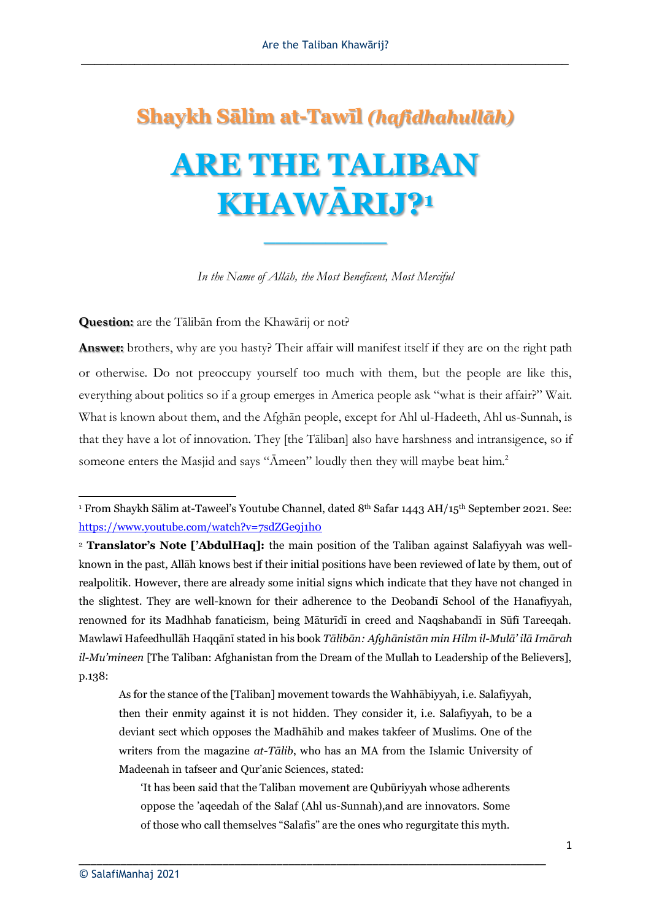## Shaykh Sālim at-Tawīl *(hafidhahullāh)*

# ARE THE TALIBAN KHAWĀRIJ?[1]

*In the Name of Allāh, the Most Beneficent, Most Merciful*

**Question:** are the Tālibān from the Khawārij or not?

**Answer:** brothers, why are you hasty? Their affair will manifest itself if they are on the right path or otherwise. Do not preoccupy yourself too much with them, but the people are like this, everything about politics so if a group emerges in America people ask "what is their affair?" Wait. What is known about them, and the Afghān people, except for Ahl ul-Hadeeth, Ahl us-Sunnah, is that they have a lot of innovation. They [the Tālibān] also have harshness and intransigence, so if someone enters the Masjid and says "Āmeen" loudly then they will maybe beat him.[2]

---

[1] From Shaykh Sālim at-Taweel's Youtube Channel, dated 8th Safar 1443 AH/15th September 2021. See: https://www.youtube.com/watch?v=7sdZGe9j1h0

[2] **Translator's Note ['AbdulHaq]:** the main position of the Taliban against Salafiyyah was well-known in the past, Allāh knows best if their initial positions have been reviewed of late by them, out of realpolitik. However, there are already some initial signs which indicate that they have not changed in the slightest. They are well-known for their adherence to the Deobandī School of the Hanafiyyah, renowned for its Madhhab fanaticism, being Māturīdī in creed and Naqshabandī in Sūfī Tareeqah. Mawlawī Hafeedhullāh Haqqānī stated in his book *Tālibān: Afghānistān min Hilm il-Mulā' ilā Imārah il-Mu'mineen* [The Taliban: Afghanistan from the Dream of the Mullah to Leadership of the Believers], p.138:

> As for the stance of the [Taliban] movement towards the Wahhābiyyah, i.e. Salafiyyah, then their enmity against it is not hidden. They consider it, i.e. Salafiyyah, to be a deviant sect which opposes the Madhāhib and makes takfeer of Muslims. One of the writers from the magazine *at-Tālib*, who has an MA from the Islamic University of Madeenah in tafseer and Qur'anic Sciences, stated:
>
> > 'It has been said that the Taliban movement are Qubūriyyah whose adherents oppose the 'aqeedah of the Salaf (Ahl us-Sunnah), and are innovators. Some of those who call themselves "Salafis" are the ones who regurgitate this myth.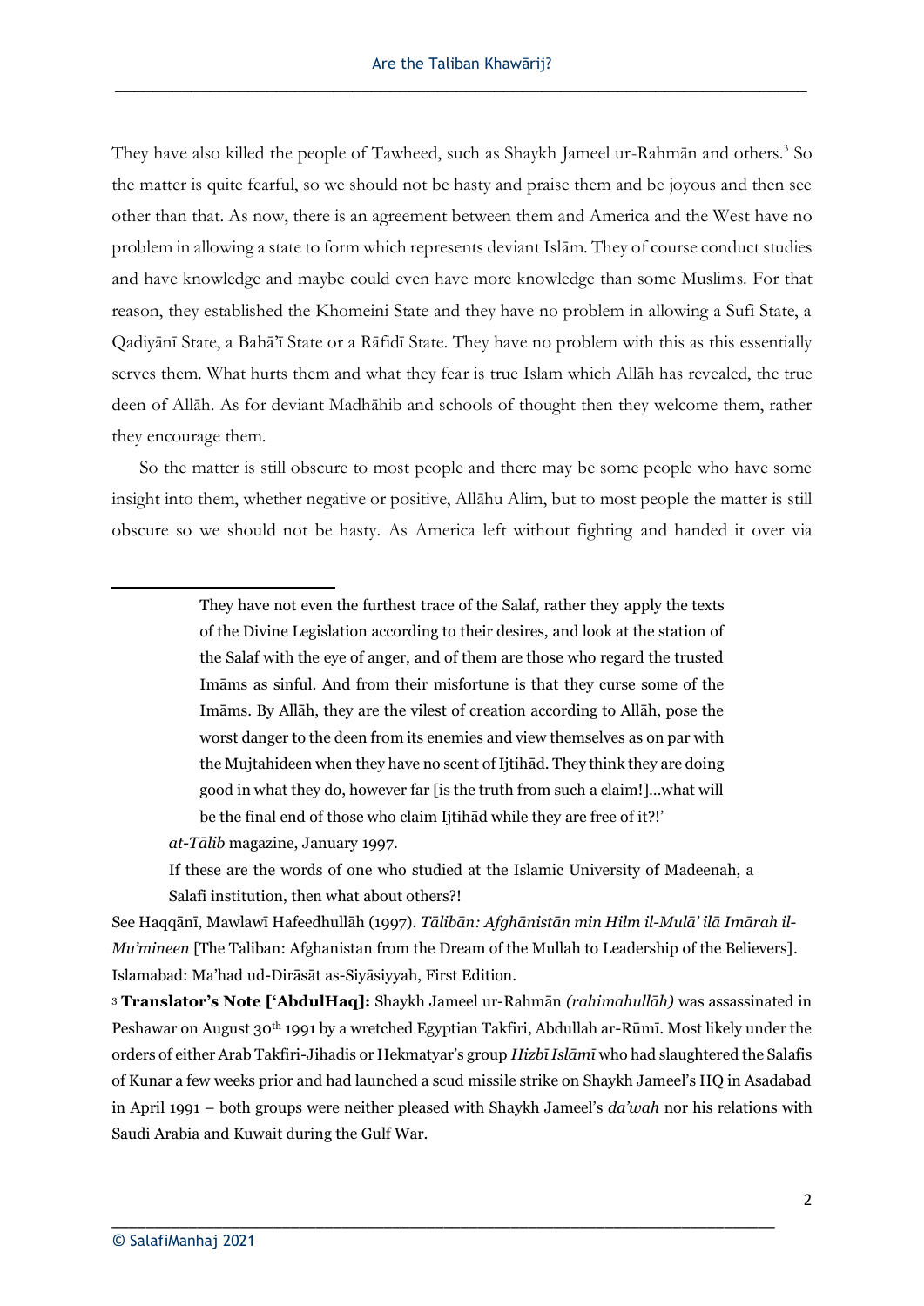They have also killed the people of Tawheed, such as Shaykh Jameel ur-Rahmān and others.[3] So the matter is quite fearful, so we should not be hasty and praise them and be joyous and then see other than that. As now, there is an agreement between them and America and the West have no problem in allowing a state to form which represents deviant Islām. They of course conduct studies and have knowledge and maybe could even have more knowledge than some Muslims. For that reason, they established the Khomeini State and they have no problem in allowing a Sufi State, a Qadiyānī State, a Bahā'ī State or a Rāfidī State. They have no problem with this as this essentially serves them. What hurts them and what they fear is true Islam which Allāh has revealed, the true deen of Allāh. As for deviant Madhāhib and schools of thought then they welcome them, rather they encourage them.

So the matter is still obscure to most people and there may be some people who have some insight into them, whether negative or positive, Allāhu Alim, but to most people the matter is still obscure so we should not be hasty. As America left without fighting and handed it over via

---

> They have not even the furthest trace of the Salaf, rather they apply the texts of the Divine Legislation according to their desires, and look at the station of the Salaf with the eye of anger, and of them are those who regard the trusted Imāms as sinful. And from their misfortune is that they curse some of the Imāms. By Allāh, they are the vilest of creation according to Allāh, pose the worst danger to the deen from its enemies and view themselves as on par with the Mujtahideen when they have no scent of Ijtihād. They think they are doing good in what they do, however far [is the truth from such a claim!]...what will be the final end of those who claim Ijtihād while they are free of it?!'

*at-Tālib* magazine, January 1997.

If these are the words of one who studied at the Islamic University of Madeenah, a Salafi institution, then what about others?!

See Haqqānī, Mawlawī Hafeedhullāh (1997). *Tālibān: Afghānistān min Hilm il-Mulā' ilā Imārah il-Mu'mineen* [The Taliban: Afghanistan from the Dream of the Mullah to Leadership of the Believers]. Islamabad: Ma'had ud-Dirāsāt as-Siyāsiyyah, First Edition.

[3] **Translator's Note ['AbdulHaq]:** Shaykh Jameel ur-Rahmān *(rahimahullāh)* was assassinated in Peshawar on August 30th 1991 by a wretched Egyptian Takfiri, Abdullah ar-Rūmī. Most likely under the orders of either Arab Takfiri-Jihadis or Hekmatyar's group *Hizbī Islāmī* who had slaughtered the Salafis of Kunar a few weeks prior and had launched a scud missile strike on Shaykh Jameel's HQ in Asadabad in April 1991 – both groups were neither pleased with Shaykh Jameel's *da'wah* nor his relations with Saudi Arabia and Kuwait during the Gulf War.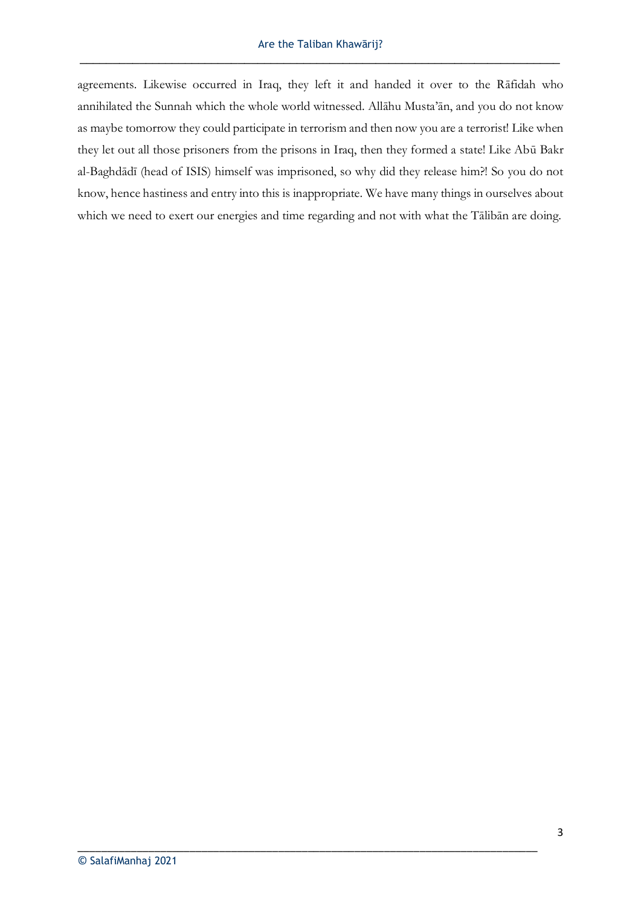agreements. Likewise occurred in Iraq, they left it and handed it over to the Rāfidah who annihilated the Sunnah which the whole world witnessed. Allāhu Musta'ān, and you do not know as maybe tomorrow they could participate in terrorism and then now you are a terrorist! Like when they let out all those prisoners from the prisons in Iraq, then they formed a state! Like Abū Bakr al-Baghdādī (head of ISIS) himself was imprisoned, so why did they release him?! So you do not know, hence hastiness and entry into this is inappropriate. We have many things in ourselves about which we need to exert our energies and time regarding and not with what the Tālibān are doing.